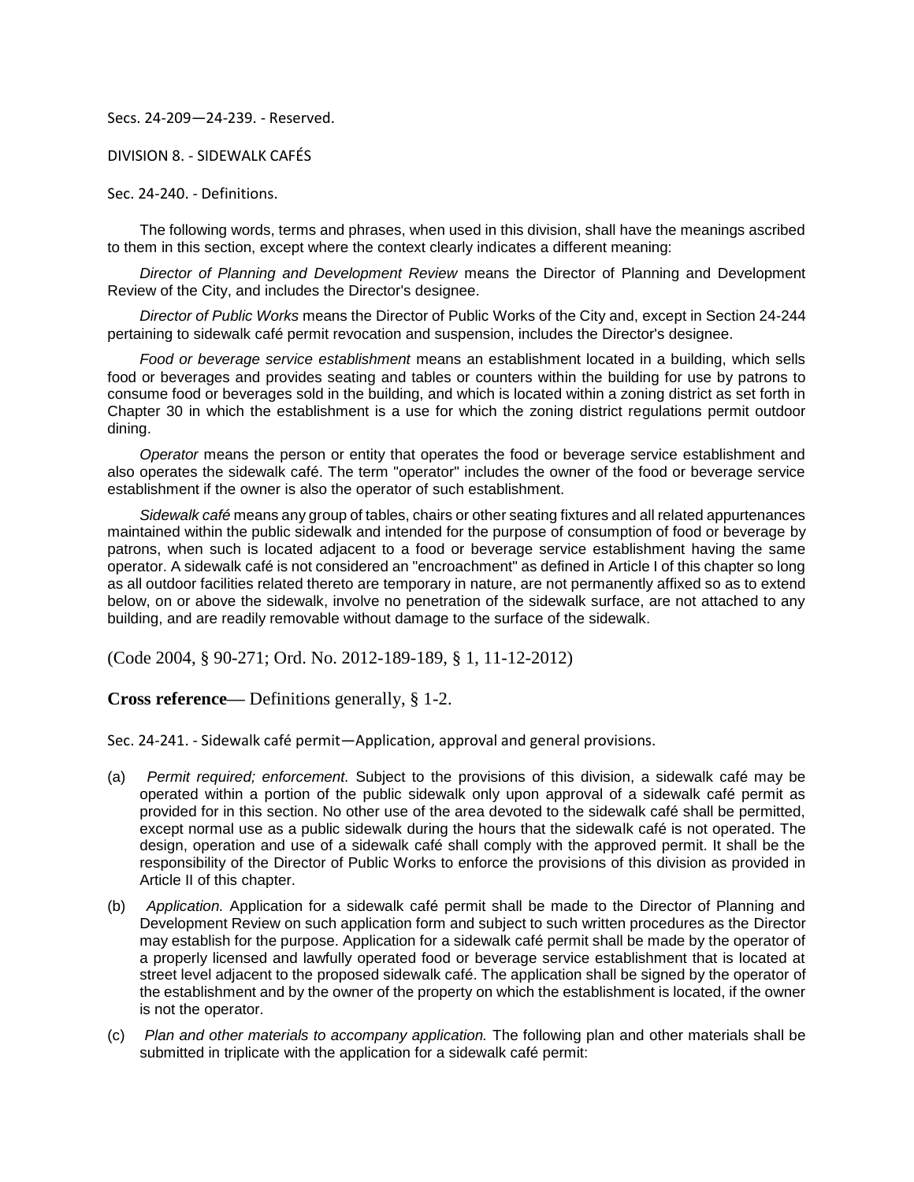Secs. 24-209—24-239. - Reserved.

## DIVISION 8. - SIDEWALK CAFÉS

### Sec. 24-240. - Definitions.

The following words, terms and phrases, when used in this division, shall have the meanings ascribed to them in this section, except where the context clearly indicates a different meaning:

*Director of Planning and Development Review* means the Director of Planning and Development Review of the City, and includes the Director's designee.

*Director of Public Works* means the Director of Public Works of the City and, except in Section 24-244 pertaining to sidewalk café permit revocation and suspension, includes the Director's designee.

*Food or beverage service establishment* means an establishment located in a building, which sells food or beverages and provides seating and tables or counters within the building for use by patrons to consume food or beverages sold in the building, and which is located within a zoning district as set forth in Chapter 30 in which the establishment is a use for which the zoning district regulations permit outdoor dining.

*Operator* means the person or entity that operates the food or beverage service establishment and also operates the sidewalk café. The term "operator" includes the owner of the food or beverage service establishment if the owner is also the operator of such establishment.

*Sidewalk café* means any group of tables, chairs or other seating fixtures and all related appurtenances maintained within the public sidewalk and intended for the purpose of consumption of food or beverage by patrons, when such is located adjacent to a food or beverage service establishment having the same operator. A sidewalk café is not considered an "encroachment" as defined in Article I of this chapter so long as all outdoor facilities related thereto are temporary in nature, are not permanently affixed so as to extend below, on or above the sidewalk, involve no penetration of the sidewalk surface, are not attached to any building, and are readily removable without damage to the surface of the sidewalk.

(Code 2004, § 90-271; Ord. No. 2012-189-189, § 1, 11-12-2012)

**Cross reference—** Definitions generally, § 1-2.

### Sec. 24-241. - Sidewalk café permit—Application, approval and general provisions.

(a) *Permit required; enforcement.* Subject to the provisions of this division, a sidewalk café may be operated within a portion of the public sidewalk only upon approval of a sidewalk café permit as provided for in this section. No other use of the area devoted to the sidewalk café shall be permitted, except normal use as a public sidewalk during the hours that the sidewalk café is not operated. The design, operation and use of a sidewalk café shall comply with the approved permit. It shall be the responsibility of the Director of Public Works to enforce the provisions of this division as provided in Article II of this chapter.

(b) *Application.* Application for a sidewalk café permit shall be made to the Director of Planning and Development Review on such application form and subject to such written procedures as the Director may establish for the purpose. Application for a sidewalk café permit shall be made by the operator of a properly licensed and lawfully operated food or beverage service establishment that is located at street level adjacent to the proposed sidewalk café. The application shall be signed by the operator of the establishment and by the owner of the property on which the establishment is located, if the owner is not the operator.

(c) *Plan and other materials to accompany application.* The following plan and other materials shall be submitted in triplicate with the application for a sidewalk café permit: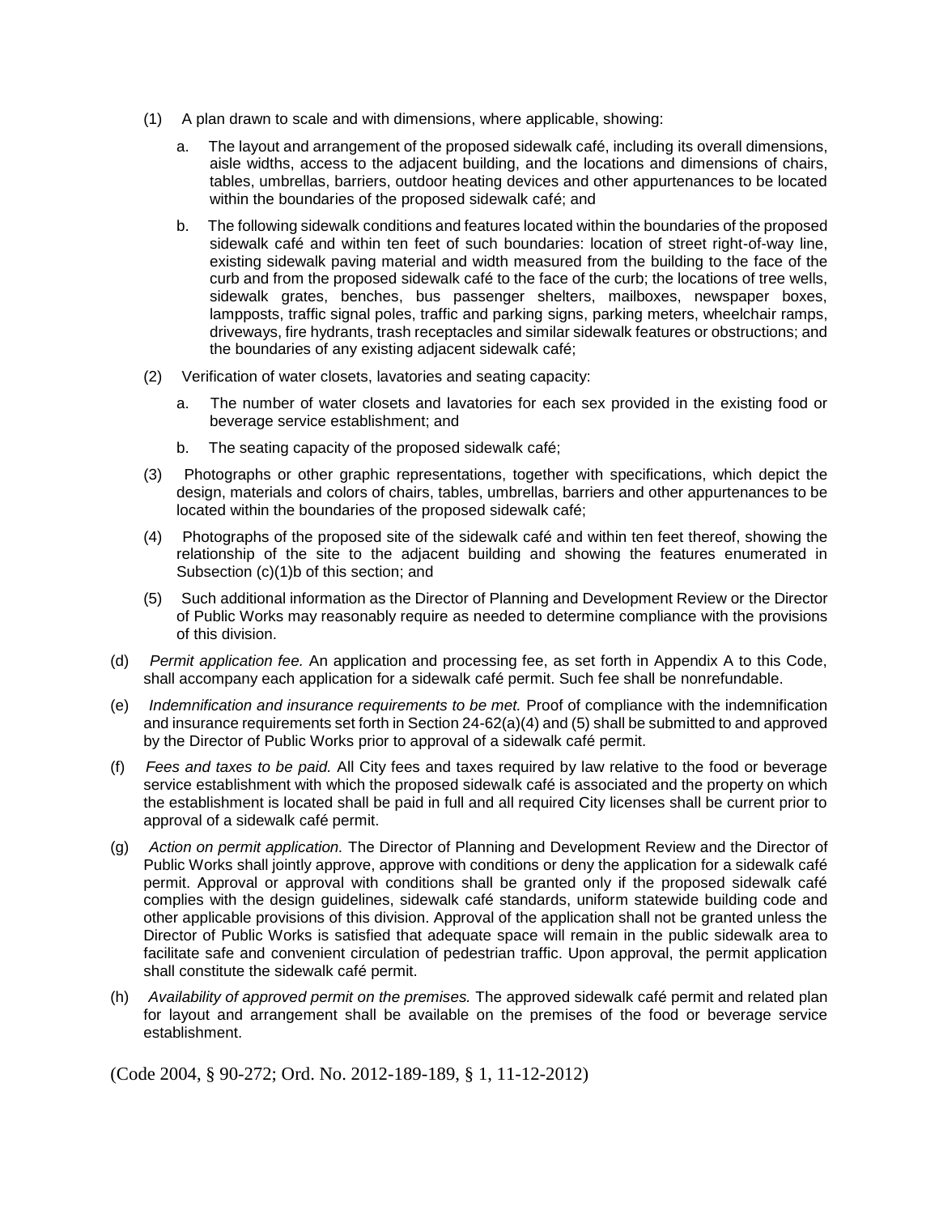(1) A plan drawn to scale and with dimensions, where applicable, showing:

   a. The layout and arrangement of the proposed sidewalk café, including its overall dimensions, aisle widths, access to the adjacent building, and the locations and dimensions of chairs, tables, umbrellas, barriers, outdoor heating devices and other appurtenances to be located within the boundaries of the proposed sidewalk café; and

   b. The following sidewalk conditions and features located within the boundaries of the proposed sidewalk café and within ten feet of such boundaries: location of street right-of-way line, existing sidewalk paving material and width measured from the building to the face of the curb and from the proposed sidewalk café to the face of the curb; the locations of tree wells, sidewalk grates, benches, bus passenger shelters, mailboxes, newspaper boxes, lampposts, traffic signal poles, traffic and parking signs, parking meters, wheelchair ramps, driveways, fire hydrants, trash receptacles and similar sidewalk features or obstructions; and the boundaries of any existing adjacent sidewalk café;

(2) Verification of water closets, lavatories and seating capacity:

   a. The number of water closets and lavatories for each sex provided in the existing food or beverage service establishment; and

   b. The seating capacity of the proposed sidewalk café;

(3) Photographs or other graphic representations, together with specifications, which depict the design, materials and colors of chairs, tables, umbrellas, barriers and other appurtenances to be located within the boundaries of the proposed sidewalk café;

(4) Photographs of the proposed site of the sidewalk café and within ten feet thereof, showing the relationship of the site to the adjacent building and showing the features enumerated in Subsection (c)(1)b of this section; and

(5) Such additional information as the Director of Planning and Development Review or the Director of Public Works may reasonably require as needed to determine compliance with the provisions of this division.

(d) *Permit application fee.* An application and processing fee, as set forth in Appendix A to this Code, shall accompany each application for a sidewalk café permit. Such fee shall be nonrefundable.

(e) *Indemnification and insurance requirements to be met.* Proof of compliance with the indemnification and insurance requirements set forth in Section 24-62(a)(4) and (5) shall be submitted to and approved by the Director of Public Works prior to approval of a sidewalk café permit.

(f) *Fees and taxes to be paid.* All City fees and taxes required by law relative to the food or beverage service establishment with which the proposed sidewalk café is associated and the property on which the establishment is located shall be paid in full and all required City licenses shall be current prior to approval of a sidewalk café permit.

(g) *Action on permit application.* The Director of Planning and Development Review and the Director of Public Works shall jointly approve, approve with conditions or deny the application for a sidewalk café permit. Approval or approval with conditions shall be granted only if the proposed sidewalk café complies with the design guidelines, sidewalk café standards, uniform statewide building code and other applicable provisions of this division. Approval of the application shall not be granted unless the Director of Public Works is satisfied that adequate space will remain in the public sidewalk area to facilitate safe and convenient circulation of pedestrian traffic. Upon approval, the permit application shall constitute the sidewalk café permit.

(h) *Availability of approved permit on the premises.* The approved sidewalk café permit and related plan for layout and arrangement shall be available on the premises of the food or beverage service establishment.

(Code 2004, § 90-272; Ord. No. 2012-189-189, § 1, 11-12-2012)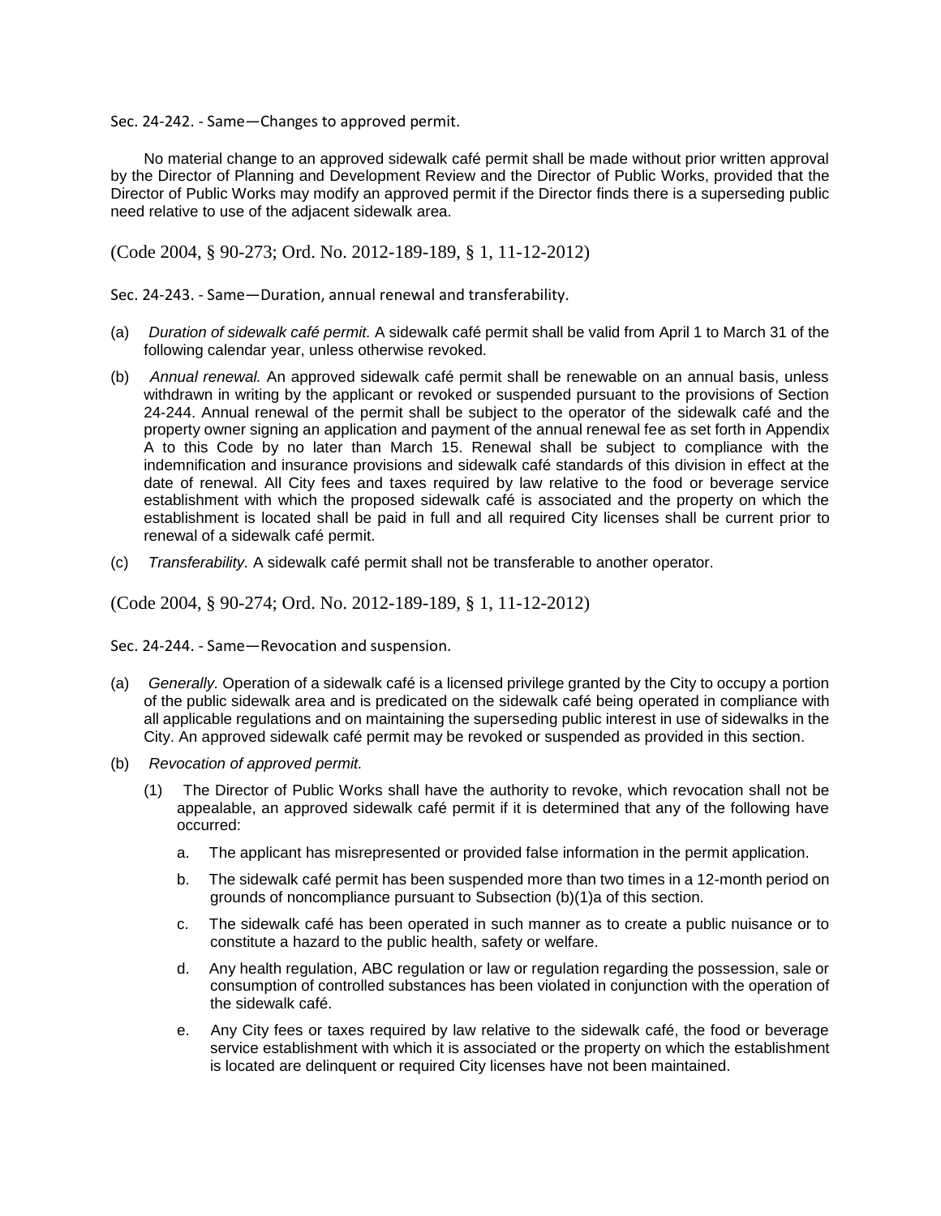Sec. 24-242. - Same—Changes to approved permit.

No material change to an approved sidewalk café permit shall be made without prior written approval by the Director of Planning and Development Review and the Director of Public Works, provided that the Director of Public Works may modify an approved permit if the Director finds there is a superseding public need relative to use of the adjacent sidewalk area.

(Code 2004, § 90-273; Ord. No. 2012-189-189, § 1, 11-12-2012)

Sec. 24-243. - Same—Duration, annual renewal and transferability.

(a) *Duration of sidewalk café permit.* A sidewalk café permit shall be valid from April 1 to March 31 of the following calendar year, unless otherwise revoked.

(b) *Annual renewal.* An approved sidewalk café permit shall be renewable on an annual basis, unless withdrawn in writing by the applicant or revoked or suspended pursuant to the provisions of Section 24-244. Annual renewal of the permit shall be subject to the operator of the sidewalk café and the property owner signing an application and payment of the annual renewal fee as set forth in Appendix A to this Code by no later than March 15. Renewal shall be subject to compliance with the indemnification and insurance provisions and sidewalk café standards of this division in effect at the date of renewal. All City fees and taxes required by law relative to the food or beverage service establishment with which the proposed sidewalk café is associated and the property on which the establishment is located shall be paid in full and all required City licenses shall be current prior to renewal of a sidewalk café permit.

(c) *Transferability.* A sidewalk café permit shall not be transferable to another operator.

(Code 2004, § 90-274; Ord. No. 2012-189-189, § 1, 11-12-2012)

Sec. 24-244. - Same—Revocation and suspension.

(a) *Generally.* Operation of a sidewalk café is a licensed privilege granted by the City to occupy a portion of the public sidewalk area and is predicated on the sidewalk café being operated in compliance with all applicable regulations and on maintaining the superseding public interest in use of sidewalks in the City. An approved sidewalk café permit may be revoked or suspended as provided in this section.

(b) *Revocation of approved permit.*

  (1) The Director of Public Works shall have the authority to revoke, which revocation shall not be appealable, an approved sidewalk café permit if it is determined that any of the following have occurred:

    a. The applicant has misrepresented or provided false information in the permit application.

    b. The sidewalk café permit has been suspended more than two times in a 12-month period on grounds of noncompliance pursuant to Subsection (b)(1)a of this section.

    c. The sidewalk café has been operated in such manner as to create a public nuisance or to constitute a hazard to the public health, safety or welfare.

    d. Any health regulation, ABC regulation or law or regulation regarding the possession, sale or consumption of controlled substances has been violated in conjunction with the operation of the sidewalk café.

    e. Any City fees or taxes required by law relative to the sidewalk café, the food or beverage service establishment with which it is associated or the property on which the establishment is located are delinquent or required City licenses have not been maintained.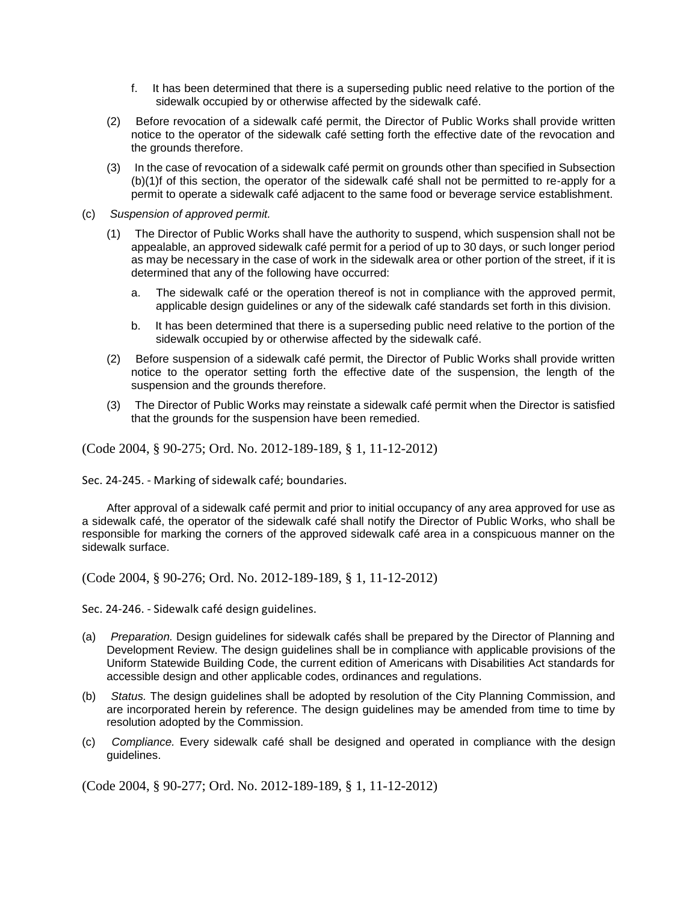f. It has been determined that there is a superseding public need relative to the portion of the sidewalk occupied by or otherwise affected by the sidewalk café.

(2) Before revocation of a sidewalk café permit, the Director of Public Works shall provide written notice to the operator of the sidewalk café setting forth the effective date of the revocation and the grounds therefore.

(3) In the case of revocation of a sidewalk café permit on grounds other than specified in Subsection (b)(1)f of this section, the operator of the sidewalk café shall not be permitted to re-apply for a permit to operate a sidewalk café adjacent to the same food or beverage service establishment.

(c) *Suspension of approved permit.*

(1) The Director of Public Works shall have the authority to suspend, which suspension shall not be appealable, an approved sidewalk café permit for a period of up to 30 days, or such longer period as may be necessary in the case of work in the sidewalk area or other portion of the street, if it is determined that any of the following have occurred:

a. The sidewalk café or the operation thereof is not in compliance with the approved permit, applicable design guidelines or any of the sidewalk café standards set forth in this division.

b. It has been determined that there is a superseding public need relative to the portion of the sidewalk occupied by or otherwise affected by the sidewalk café.

(2) Before suspension of a sidewalk café permit, the Director of Public Works shall provide written notice to the operator setting forth the effective date of the suspension, the length of the suspension and the grounds therefore.

(3) The Director of Public Works may reinstate a sidewalk café permit when the Director is satisfied that the grounds for the suspension have been remedied.

(Code 2004, § 90-275; Ord. No. 2012-189-189, § 1, 11-12-2012)

Sec. 24-245. - Marking of sidewalk café; boundaries.

After approval of a sidewalk café permit and prior to initial occupancy of any area approved for use as a sidewalk café, the operator of the sidewalk café shall notify the Director of Public Works, who shall be responsible for marking the corners of the approved sidewalk café area in a conspicuous manner on the sidewalk surface.

(Code 2004, § 90-276; Ord. No. 2012-189-189, § 1, 11-12-2012)

Sec. 24-246. - Sidewalk café design guidelines.

(a) *Preparation.* Design guidelines for sidewalk cafés shall be prepared by the Director of Planning and Development Review. The design guidelines shall be in compliance with applicable provisions of the Uniform Statewide Building Code, the current edition of Americans with Disabilities Act standards for accessible design and other applicable codes, ordinances and regulations.

(b) *Status.* The design guidelines shall be adopted by resolution of the City Planning Commission, and are incorporated herein by reference. The design guidelines may be amended from time to time by resolution adopted by the Commission.

(c) *Compliance.* Every sidewalk café shall be designed and operated in compliance with the design guidelines.

(Code 2004, § 90-277; Ord. No. 2012-189-189, § 1, 11-12-2012)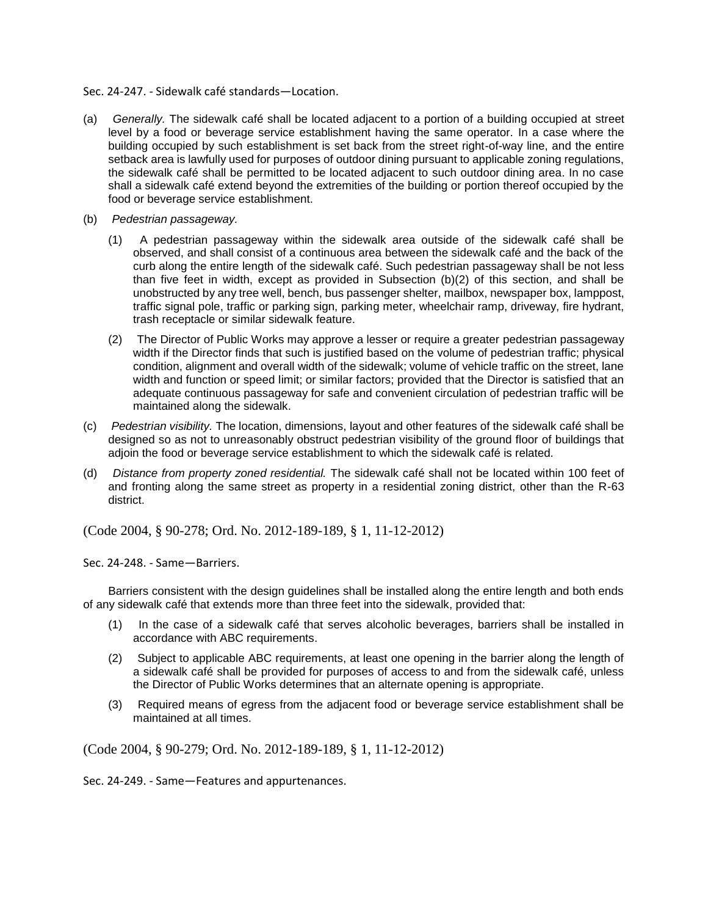Sec. 24-247. - Sidewalk café standards—Location.

(a) *Generally.* The sidewalk café shall be located adjacent to a portion of a building occupied at street level by a food or beverage service establishment having the same operator. In a case where the building occupied by such establishment is set back from the street right-of-way line, and the entire setback area is lawfully used for purposes of outdoor dining pursuant to applicable zoning regulations, the sidewalk café shall be permitted to be located adjacent to such outdoor dining area. In no case shall a sidewalk café extend beyond the extremities of the building or portion thereof occupied by the food or beverage service establishment.

(b) *Pedestrian passageway.*

(1) A pedestrian passageway within the sidewalk area outside of the sidewalk café shall be observed, and shall consist of a continuous area between the sidewalk café and the back of the curb along the entire length of the sidewalk café. Such pedestrian passageway shall be not less than five feet in width, except as provided in Subsection (b)(2) of this section, and shall be unobstructed by any tree well, bench, bus passenger shelter, mailbox, newspaper box, lamppost, traffic signal pole, traffic or parking sign, parking meter, wheelchair ramp, driveway, fire hydrant, trash receptacle or similar sidewalk feature.

(2) The Director of Public Works may approve a lesser or require a greater pedestrian passageway width if the Director finds that such is justified based on the volume of pedestrian traffic; physical condition, alignment and overall width of the sidewalk; volume of vehicle traffic on the street, lane width and function or speed limit; or similar factors; provided that the Director is satisfied that an adequate continuous passageway for safe and convenient circulation of pedestrian traffic will be maintained along the sidewalk.

(c) *Pedestrian visibility.* The location, dimensions, layout and other features of the sidewalk café shall be designed so as not to unreasonably obstruct pedestrian visibility of the ground floor of buildings that adjoin the food or beverage service establishment to which the sidewalk café is related.

(d) *Distance from property zoned residential.* The sidewalk café shall not be located within 100 feet of and fronting along the same street as property in a residential zoning district, other than the R-63 district.

(Code 2004, § 90-278; Ord. No. 2012-189-189, § 1, 11-12-2012)

Sec. 24-248. - Same—Barriers.

Barriers consistent with the design guidelines shall be installed along the entire length and both ends of any sidewalk café that extends more than three feet into the sidewalk, provided that:

(1) In the case of a sidewalk café that serves alcoholic beverages, barriers shall be installed in accordance with ABC requirements.

(2) Subject to applicable ABC requirements, at least one opening in the barrier along the length of a sidewalk café shall be provided for purposes of access to and from the sidewalk café, unless the Director of Public Works determines that an alternate opening is appropriate.

(3) Required means of egress from the adjacent food or beverage service establishment shall be maintained at all times.

(Code 2004, § 90-279; Ord. No. 2012-189-189, § 1, 11-12-2012)

Sec. 24-249. - Same—Features and appurtenances.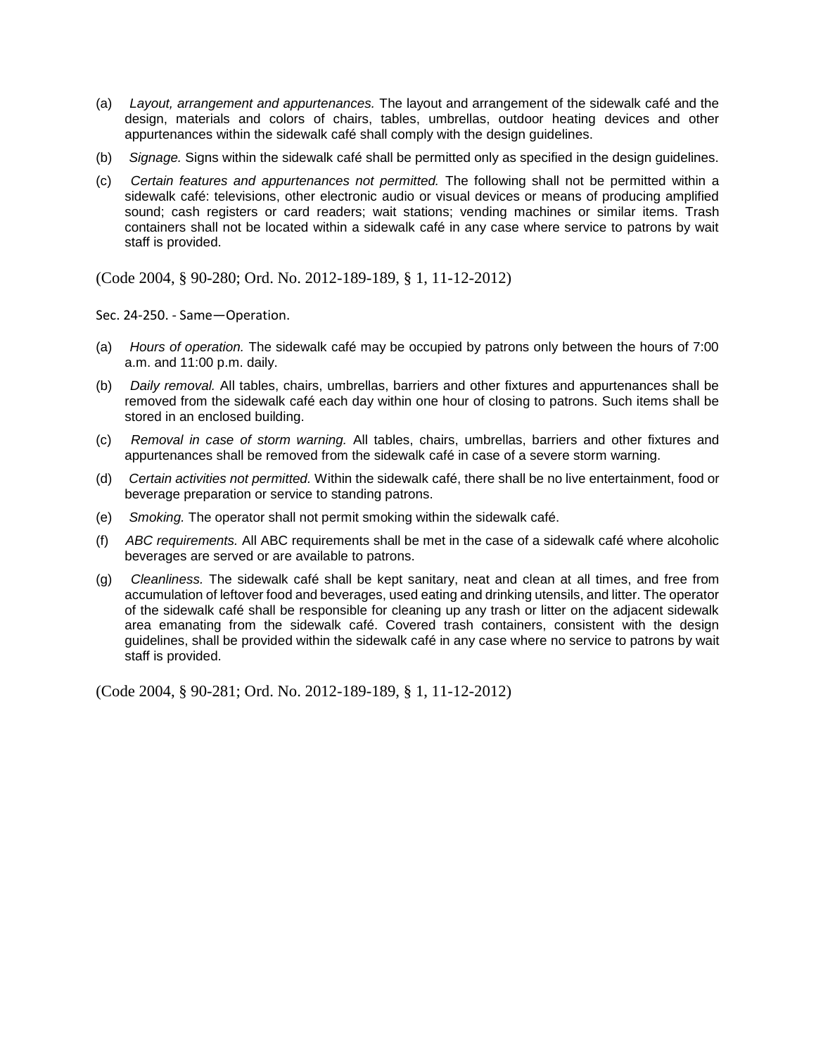(a) *Layout, arrangement and appurtenances.* The layout and arrangement of the sidewalk café and the design, materials and colors of chairs, tables, umbrellas, outdoor heating devices and other appurtenances within the sidewalk café shall comply with the design guidelines.

(b) *Signage.* Signs within the sidewalk café shall be permitted only as specified in the design guidelines.

(c) *Certain features and appurtenances not permitted.* The following shall not be permitted within a sidewalk café: televisions, other electronic audio or visual devices or means of producing amplified sound; cash registers or card readers; wait stations; vending machines or similar items. Trash containers shall not be located within a sidewalk café in any case where service to patrons by wait staff is provided.

(Code 2004, § 90-280; Ord. No. 2012-189-189, § 1, 11-12-2012)

Sec. 24-250. - Same—Operation.

(a) *Hours of operation.* The sidewalk café may be occupied by patrons only between the hours of 7:00 a.m. and 11:00 p.m. daily.

(b) *Daily removal.* All tables, chairs, umbrellas, barriers and other fixtures and appurtenances shall be removed from the sidewalk café each day within one hour of closing to patrons. Such items shall be stored in an enclosed building.

(c) *Removal in case of storm warning.* All tables, chairs, umbrellas, barriers and other fixtures and appurtenances shall be removed from the sidewalk café in case of a severe storm warning.

(d) *Certain activities not permitted.* Within the sidewalk café, there shall be no live entertainment, food or beverage preparation or service to standing patrons.

(e) *Smoking.* The operator shall not permit smoking within the sidewalk café.

(f) *ABC requirements.* All ABC requirements shall be met in the case of a sidewalk café where alcoholic beverages are served or are available to patrons.

(g) *Cleanliness.* The sidewalk café shall be kept sanitary, neat and clean at all times, and free from accumulation of leftover food and beverages, used eating and drinking utensils, and litter. The operator of the sidewalk café shall be responsible for cleaning up any trash or litter on the adjacent sidewalk area emanating from the sidewalk café. Covered trash containers, consistent with the design guidelines, shall be provided within the sidewalk café in any case where no service to patrons by wait staff is provided.

(Code 2004, § 90-281; Ord. No. 2012-189-189, § 1, 11-12-2012)